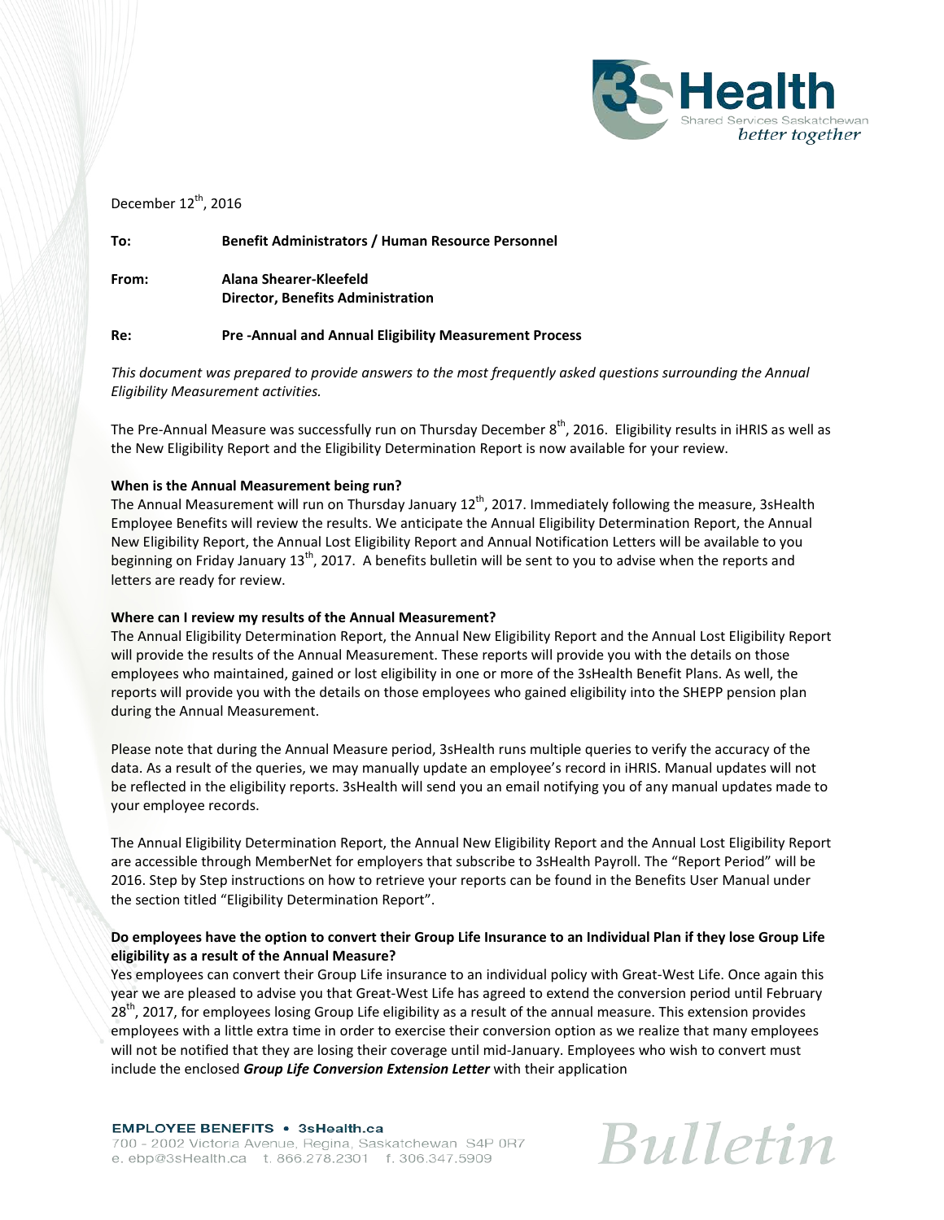December 12th, 2016

**To:** Benefit Administrators / Human Resource Personnel

**From:** Alana Shearer-Kleefeld
Director, Benefits Administration

**Re:** Pre -Annual and Annual Eligibility Measurement Process

*This document was prepared to provide answers to the most frequently asked questions surrounding the Annual Eligibility Measurement activities.*

The Pre-Annual Measure was successfully run on Thursday December 8th, 2016. Eligibility results in iHRIS as well as the New Eligibility Report and the Eligibility Determination Report is now available for your review.

**When is the Annual Measurement being run?**

The Annual Measurement will run on Thursday January 12th, 2017. Immediately following the measure, 3sHealth Employee Benefits will review the results. We anticipate the Annual Eligibility Determination Report, the Annual New Eligibility Report, the Annual Lost Eligibility Report and Annual Notification Letters will be available to you beginning on Friday January 13th, 2017. A benefits bulletin will be sent to you to advise when the reports and letters are ready for review.

**Where can I review my results of the Annual Measurement?**

The Annual Eligibility Determination Report, the Annual New Eligibility Report and the Annual Lost Eligibility Report will provide the results of the Annual Measurement. These reports will provide you with the details on those employees who maintained, gained or lost eligibility in one or more of the 3sHealth Benefit Plans. As well, the reports will provide you with the details on those employees who gained eligibility into the SHEPP pension plan during the Annual Measurement.

Please note that during the Annual Measure period, 3sHealth runs multiple queries to verify the accuracy of the data. As a result of the queries, we may manually update an employee's record in iHRIS. Manual updates will not be reflected in the eligibility reports. 3sHealth will send you an email notifying you of any manual updates made to your employee records.

The Annual Eligibility Determination Report, the Annual New Eligibility Report and the Annual Lost Eligibility Report are accessible through MemberNet for employers that subscribe to 3sHealth Payroll. The "Report Period" will be 2016. Step by Step instructions on how to retrieve your reports can be found in the Benefits User Manual under the section titled "Eligibility Determination Report".

**Do employees have the option to convert their Group Life Insurance to an Individual Plan if they lose Group Life eligibility as a result of the Annual Measure?**

Yes employees can convert their Group Life insurance to an individual policy with Great-West Life. Once again this year we are pleased to advise you that Great-West Life has agreed to extend the conversion period until February 28th, 2017, for employees losing Group Life eligibility as a result of the annual measure. This extension provides employees with a little extra time in order to exercise their conversion option as we realize that many employees will not be notified that they are losing their coverage until mid-January. Employees who wish to convert must include the enclosed ***Group Life Conversion Extension Letter*** with their application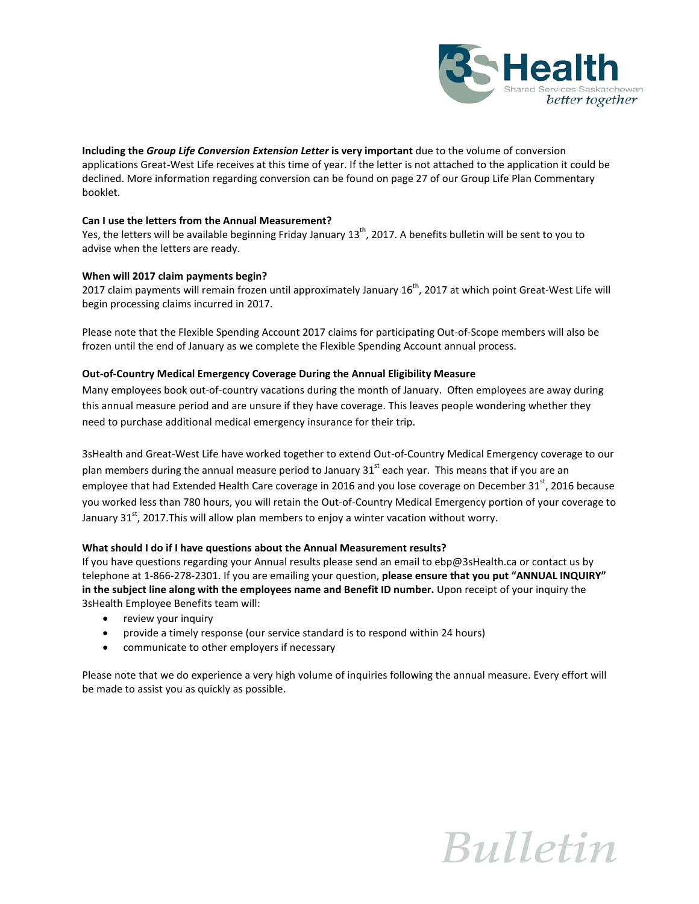**Including the *Group Life Conversion Extension Letter* is very important** due to the volume of conversion applications Great-West Life receives at this time of year. If the letter is not attached to the application it could be declined. More information regarding conversion can be found on page 27 of our Group Life Plan Commentary booklet.

**Can I use the letters from the Annual Measurement?**
Yes, the letters will be available beginning Friday January 13th, 2017. A benefits bulletin will be sent to you to advise when the letters are ready.

**When will 2017 claim payments begin?**
2017 claim payments will remain frozen until approximately January 16th, 2017 at which point Great-West Life will begin processing claims incurred in 2017.

Please note that the Flexible Spending Account 2017 claims for participating Out-of-Scope members will also be frozen until the end of January as we complete the Flexible Spending Account annual process.

**Out-of-Country Medical Emergency Coverage During the Annual Eligibility Measure**
Many employees book out-of-country vacations during the month of January. Often employees are away during this annual measure period and are unsure if they have coverage. This leaves people wondering whether they need to purchase additional medical emergency insurance for their trip.

3sHealth and Great-West Life have worked together to extend Out-of-Country Medical Emergency coverage to our plan members during the annual measure period to January 31st each year. This means that if you are an employee that had Extended Health Care coverage in 2016 and you lose coverage on December 31st, 2016 because you worked less than 780 hours, you will retain the Out-of-Country Medical Emergency portion of your coverage to January 31st, 2017.This will allow plan members to enjoy a winter vacation without worry.

**What should I do if I have questions about the Annual Measurement results?**
If you have questions regarding your Annual results please send an email to ebp@3sHealth.ca or contact us by telephone at 1-866-278-2301. If you are emailing your question, **please ensure that you put "ANNUAL INQUIRY" in the subject line along with the employees name and Benefit ID number.** Upon receipt of your inquiry the 3sHealth Employee Benefits team will:

- review your inquiry
- provide a timely response (our service standard is to respond within 24 hours)
- communicate to other employers if necessary

Please note that we do experience a very high volume of inquiries following the annual measure. Every effort will be made to assist you as quickly as possible.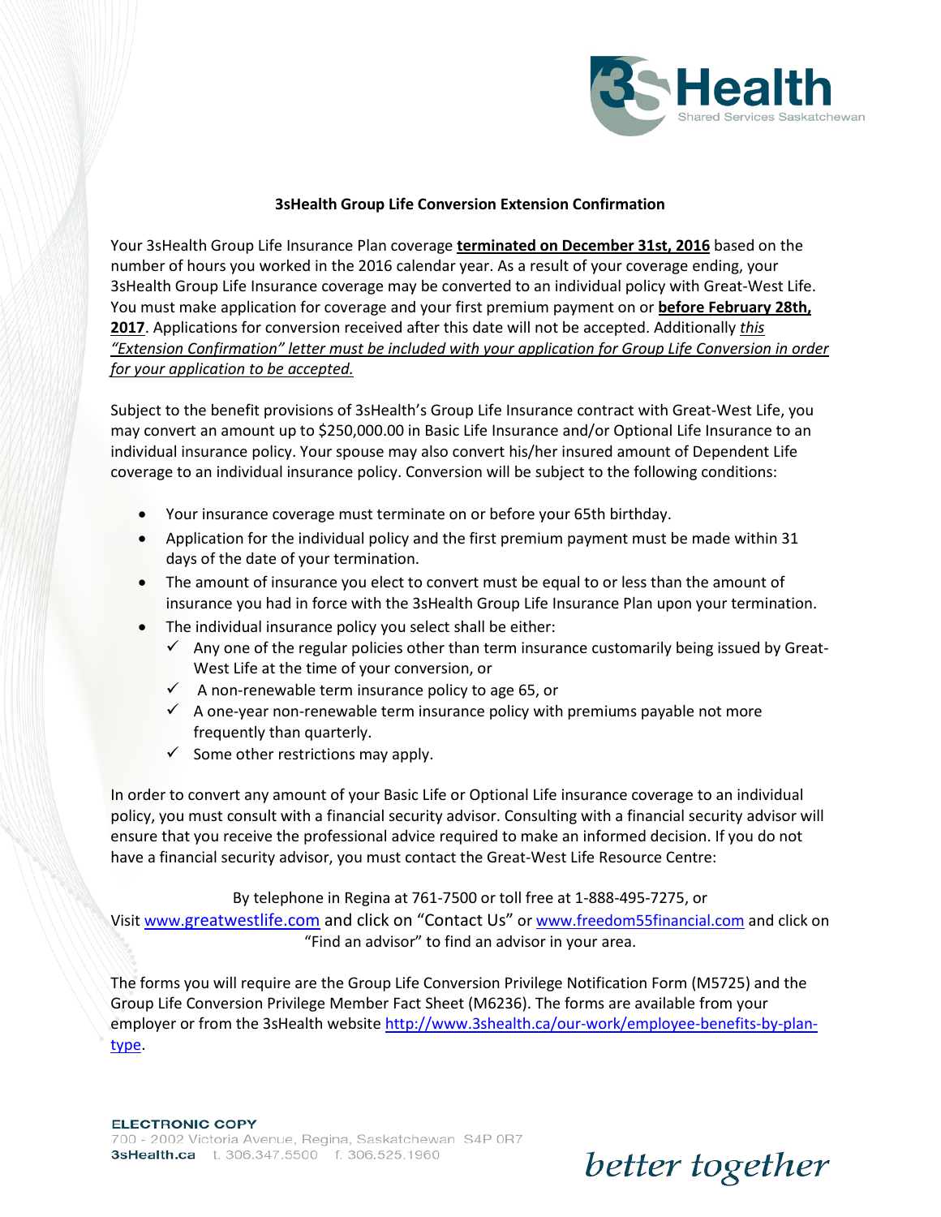### 3sHealth Group Life Conversion Extension Confirmation

Your 3sHealth Group Life Insurance Plan coverage **terminated on December 31st, 2016** based on the number of hours you worked in the 2016 calendar year. As a result of your coverage ending, your 3sHealth Group Life Insurance coverage may be converted to an individual policy with Great-West Life. You must make application for coverage and your first premium payment on or **before February 28th, 2017**. Applications for conversion received after this date will not be accepted. Additionally *this "Extension Confirmation" letter must be included with your application for Group Life Conversion in order for your application to be accepted.*

Subject to the benefit provisions of 3sHealth's Group Life Insurance contract with Great-West Life, you may convert an amount up to $250,000.00 in Basic Life Insurance and/or Optional Life Insurance to an individual insurance policy. Your spouse may also convert his/her insured amount of Dependent Life coverage to an individual insurance policy. Conversion will be subject to the following conditions:

- Your insurance coverage must terminate on or before your 65th birthday.
- Application for the individual policy and the first premium payment must be made within 31 days of the date of your termination.
- The amount of insurance you elect to convert must be equal to or less than the amount of insurance you had in force with the 3sHealth Group Life Insurance Plan upon your termination.
- The individual insurance policy you select shall be either:
  - ✓ Any one of the regular policies other than term insurance customarily being issued by Great-West Life at the time of your conversion, or
  - ✓ A non-renewable term insurance policy to age 65, or
  - ✓ A one-year non-renewable term insurance policy with premiums payable not more frequently than quarterly.
  - ✓ Some other restrictions may apply.

In order to convert any amount of your Basic Life or Optional Life insurance coverage to an individual policy, you must consult with a financial security advisor. Consulting with a financial security advisor will ensure that you receive the professional advice required to make an informed decision. If you do not have a financial security advisor, you must contact the Great-West Life Resource Centre:

By telephone in Regina at 761-7500 or toll free at 1-888-495-7275, or
Visit www.greatwestlife.com and click on "Contact Us" or www.freedom55financial.com and click on "Find an advisor" to find an advisor in your area.

The forms you will require are the Group Life Conversion Privilege Notification Form (M5725) and the Group Life Conversion Privilege Member Fact Sheet (M6236). The forms are available from your employer or from the 3sHealth website http://www.3shealth.ca/our-work/employee-benefits-by-plan-type.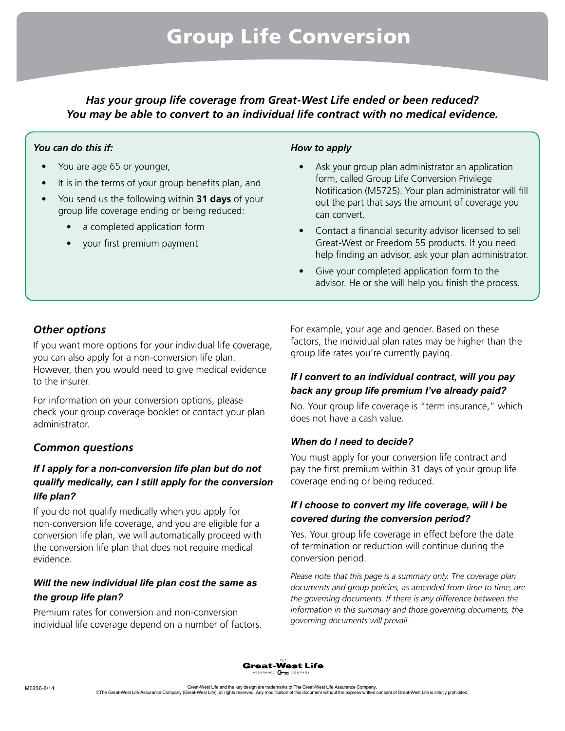# Group Life Conversion

***Has your group life coverage from Great-West Life ended or been reduced? You may be able to convert to an individual life contract with no medical evidence.***

***You can do this if:***

- You are age 65 or younger,
- It is in the terms of your group benefits plan, and
- You send us the following within **31 days** of your group life coverage ending or being reduced:
  - a completed application form
  - your first premium payment

***How to apply***

- Ask your group plan administrator an application form, called Group Life Conversion Privilege Notification (M5725). Your plan administrator will fill out the part that says the amount of coverage you can convert.
- Contact a financial security advisor licensed to sell Great-West or Freedom 55 products. If you need help finding an advisor, ask your plan administrator.
- Give your completed application form to the advisor. He or she will help you finish the process.

## *Other options*

If you want more options for your individual life coverage, you can also apply for a non-conversion life plan. However, then you would need to give medical evidence to the insurer.

For information on your conversion options, please check your group coverage booklet or contact your plan administrator.

## *Common questions*

### *If I apply for a non-conversion life plan but do not qualify medically, can I still apply for the conversion life plan?*

If you do not qualify medically when you apply for non-conversion life coverage, and you are eligible for a conversion life plan, we will automatically proceed with the conversion life plan that does not require medical evidence.

### *Will the new individual life plan cost the same as the group life plan?*

Premium rates for conversion and non-conversion individual life coverage depend on a number of factors. For example, your age and gender. Based on these factors, the individual plan rates may be higher than the group life rates you're currently paying.

### *If I convert to an individual contract, will you pay back any group life premium I've already paid?*

No. Your group life coverage is "term insurance," which does not have a cash value.

### *When do I need to decide?*

You must apply for your conversion life contract and pay the first premium within 31 days of your group life coverage ending or being reduced.

### *If I choose to convert my life coverage, will I be covered during the conversion period?*

Yes. Your group life coverage in effect before the date of termination or reduction will continue during the conversion period.

*Please note that this page is a summary only. The coverage plan documents and group policies, as amended from time to time, are the governing documents. If there is any difference between the information in this summary and those governing documents, the governing documents will prevail.*

The Great-West Life Assurance Company

M6236-8/14

Great-West Life and the key design are trademarks of The Great-West Life Assurance Company.
©The Great-West Life Assurance Company (Great-West Life), all rights reserved. Any modification of this document without the express written consent of Great-West Life is strictly prohibited.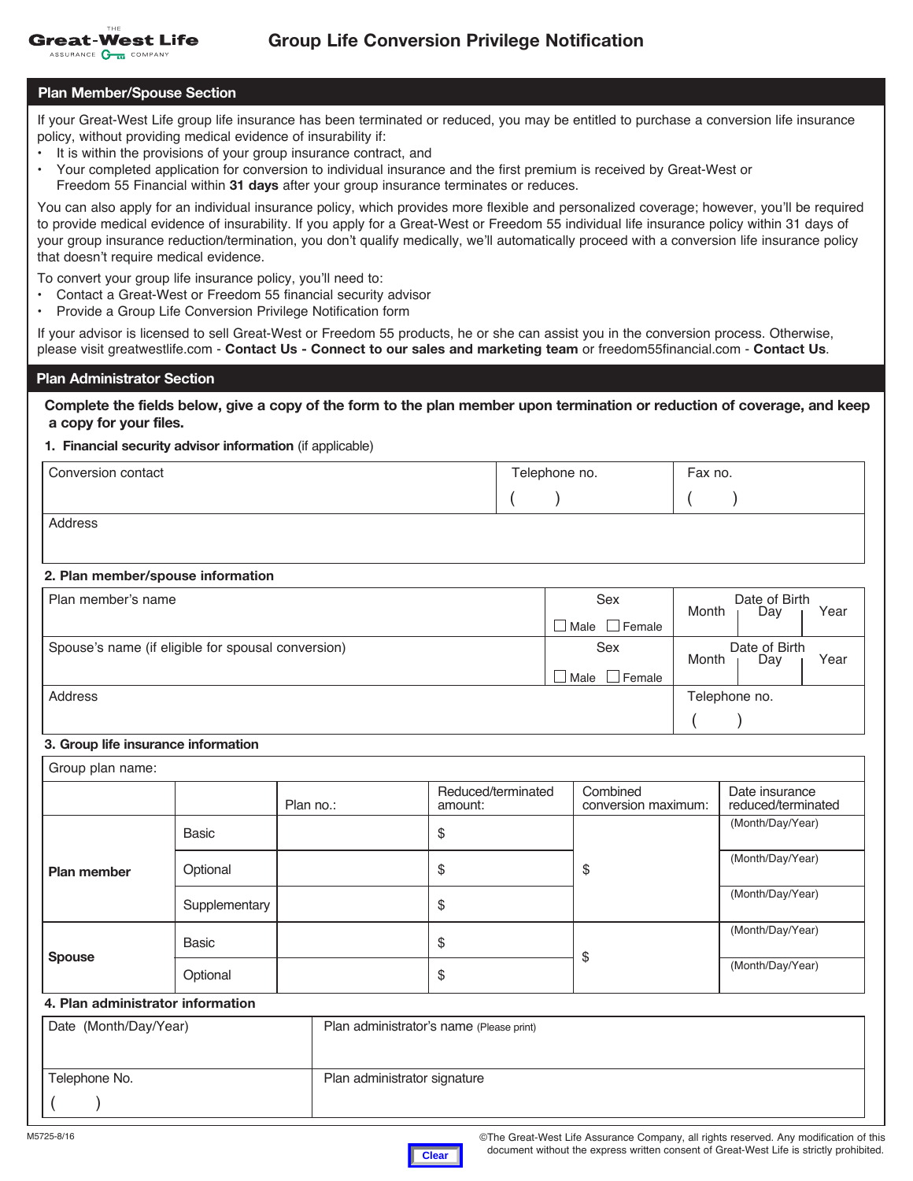The Great-West Life Assurance Company

# Group Life Conversion Privilege Notification

## Plan Member/Spouse Section

If your Great-West Life group life insurance has been terminated or reduced, you may be entitled to purchase a conversion life insurance policy, without providing medical evidence of insurability if:

- It is within the provisions of your group insurance contract, and
- Your completed application for conversion to individual insurance and the first premium is received by Great-West or Freedom 55 Financial within **31 days** after your group insurance terminates or reduces.

You can also apply for an individual insurance policy, which provides more flexible and personalized coverage; however, you'll be required to provide medical evidence of insurability. If you apply for a Great-West or Freedom 55 individual life insurance policy within 31 days of your group insurance reduction/termination, you don't qualify medically, we'll automatically proceed with a conversion life insurance policy that doesn't require medical evidence.

To convert your group life insurance policy, you'll need to:

- Contact a Great-West or Freedom 55 financial security advisor
- Provide a Group Life Conversion Privilege Notification form

If your advisor is licensed to sell Great-West or Freedom 55 products, he or she can assist you in the conversion process. Otherwise, please visit greatwestlife.com - **Contact Us - Connect to our sales and marketing team** or freedom55financial.com - **Contact Us**.

## Plan Administrator Section

**Complete the fields below, give a copy of the form to the plan member upon termination or reduction of coverage, and keep a copy for your files.**

**1. Financial security advisor information** (if applicable)

| Conversion contact | Telephone no. | Fax no. |
|---|---|---|
| | ( ) | ( ) |
| Address | | |

**2. Plan member/spouse information**

| Plan member's name | Sex | Date of Birth | | |
|---|---|---|---|---|
| | ☐ Male ☐ Female | Month | Day | Year |
| **Spouse's name (if eligible for spousal conversion)** | **Sex** | **Date of Birth** | | |
| | ☐ Male ☐ Female | Month | Day | Year |
| **Address** | | **Telephone no.** | | |
| | | ( ) | | |

**3. Group life insurance information**

Group plan name:

| | | Plan no.: | Reduced/terminated amount: | Combined conversion maximum: | Date insurance reduced/terminated |
|---|---|---|---|---|---|
| **Plan member** | Basic | | $ | $ | (Month/Day/Year) |
| | Optional | | $ | | (Month/Day/Year) |
| | Supplementary | | $ | | (Month/Day/Year) |
| **Spouse** | Basic | | $ | $ | (Month/Day/Year) |
| | Optional | | $ | | (Month/Day/Year) |

**4. Plan administrator information**

| Date (Month/Day/Year) | Plan administrator's name (Please print) |
|---|---|
| | |
| **Telephone No.** | **Plan administrator signature** |
| ( ) | |

M5725-8/16

Clear

©The Great-West Life Assurance Company, all rights reserved. Any modification of this document without the express written consent of Great-West Life is strictly prohibited.